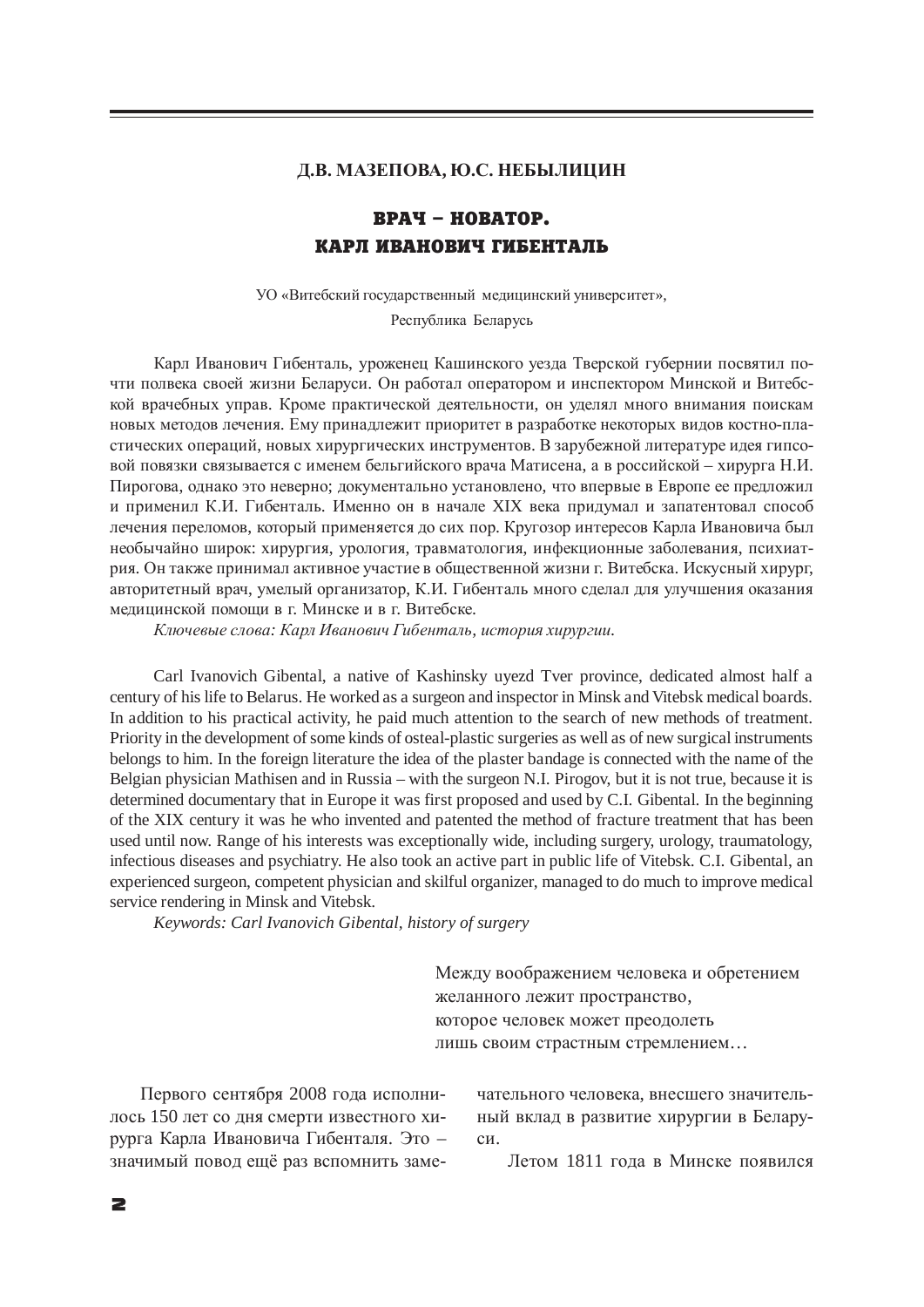**Д.В. МАЗЕПОВА, Ю.С. НЕБЫЛИЦИН**

# ВРАЧ – НОВАТОР. КАРЛ ИВАНОВИЧ ГИБЕНТАЛЬ

УО «Витебский государственный медицинский университет»,
Республика Беларусь

Карл Иванович Гибенталь, уроженец Кашинского уезда Тверской губернии посвятил почти полвека своей жизни Беларуси. Он работал оператором и инспектором Минской и Витебской врачебных управ. Кроме практической деятельности, он уделял много внимания поискам новых методов лечения. Ему принадлежит приоритет в разработке некоторых видов костно-пластических операций, новых хирургических инструментов. В зарубежной литературе идея гипсовой повязки связывается с именем бельгийского врача Матисена, а в российской – хирурга Н.И. Пирогова, однако это неверно; документально установлено, что впервые в Европе ее предложил и применил К.И. Гибенталь. Именно он в начале XIX века придумал и запатентовал способ лечения переломов, который применяется до сих пор. Кругозор интересов Карла Ивановича был необычайно широк: хирургия, урология, травматология, инфекционные заболевания, психиатрия. Он также принимал активное участие в общественной жизни г. Витебска. Искусный хирург, авторитетный врач, умелый организатор, К.И. Гибенталь много сделал для улучшения оказания медицинской помощи в г. Минске и в г. Витебске.

*Ключевые слова: Карл Иванович Гибенталь, история хирургии.*

Carl Ivanovich Gibental, a native of Kashinsky uyezd Tver province, dedicated almost half a century of his life to Belarus. He worked as a surgeon and inspector in Minsk and Vitebsk medical boards. In addition to his practical activity, he paid much attention to the search of new methods of treatment. Priority in the development of some kinds of osteal-plastic surgeries as well as of new surgical instruments belongs to him. In the foreign literature the idea of the plaster bandage is connected with the name of the Belgian physician Mathisen and in Russia – with the surgeon N.I. Pirogov, but it is not true, because it is determined documentary that in Europe it was first proposed and used by C.I. Gibental. In the beginning of the XIX century it was he who invented and patented the method of fracture treatment that has been used until now. Range of his interests was exceptionally wide, including surgery, urology, traumatology, infectious diseases and psychiatry. He also took an active part in public life of Vitebsk. C.I. Gibental, an experienced surgeon, competent physician and skilful organizer, managed to do much to improve medical service rendering in Minsk and Vitebsk.

*Keywords: Carl Ivanovich Gibental, history of surgery*

> Между воображением человека и обретением
> желанного лежит пространство,
> которое человек может преодолеть
> лишь своим страстным стремлением…

Первого сентября 2008 года исполнилось 150 лет со дня смерти известного хирурга Карла Ивановича Гибенталя. Это – значимый повод ещё раз вспомнить замечательного человека, внесшего значительный вклад в развитие хирургии в Беларуси.

Летом 1811 года в Минске появился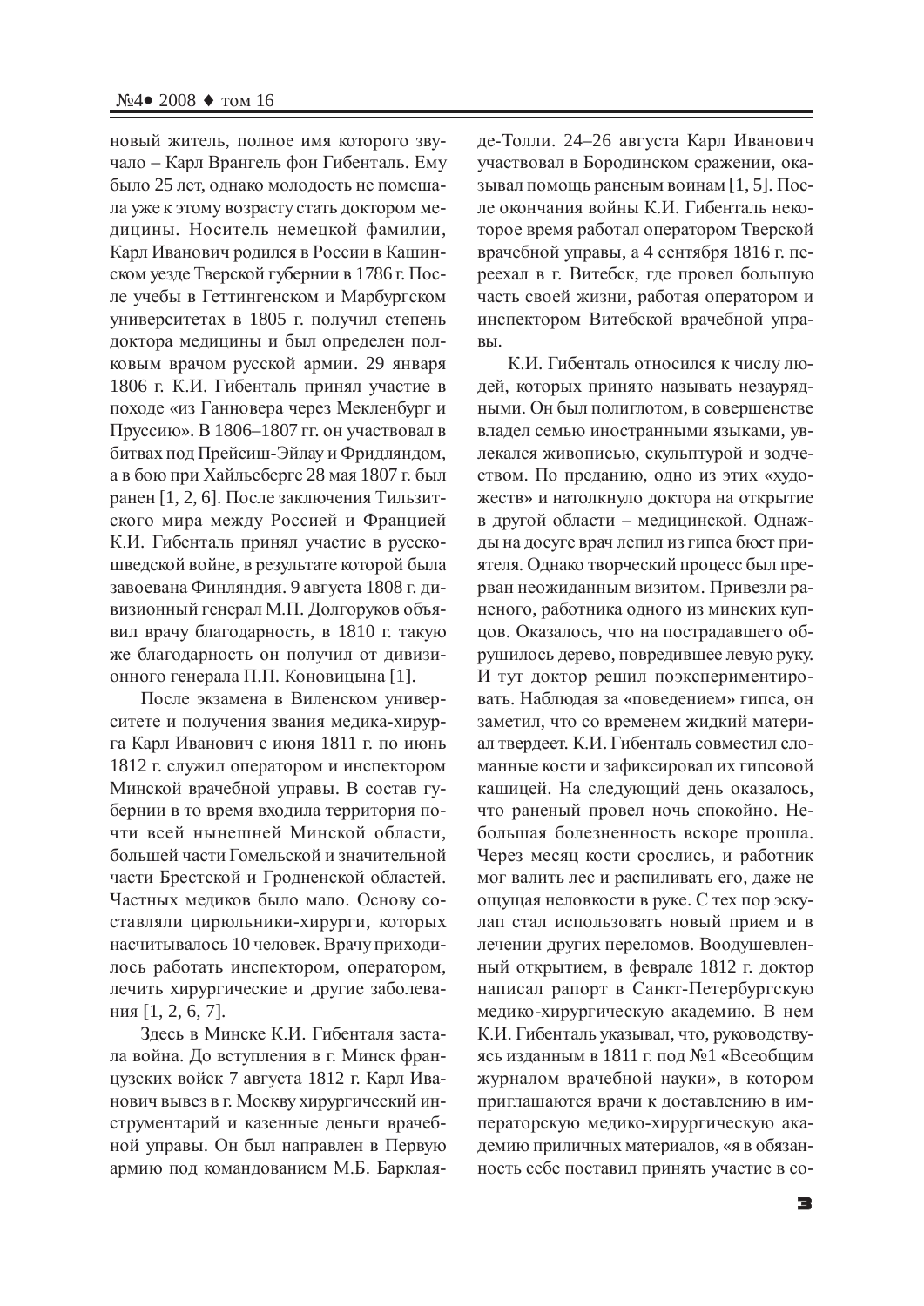новый житель, полное имя которого звучало – Карл Врангель фон Гибенталь. Ему было 25 лет, однако молодость не помешала уже к этому возрасту стать доктором медицины. Носитель немецкой фамилии, Карл Иванович родился в России в Кашинском уезде Тверской губернии в 1786 г. После учебы в Геттингенском и Марбургском университетах в 1805 г. получил степень доктора медицины и был определен полковым врачом русской армии. 29 января 1806 г. К.И. Гибенталь принял участие в походе «из Ганновера через Мекленбург и Пруссию». В 1806–1807 гг. он участвовал в битвах под Прейсиш-Эйлау и Фридляндом, а в бою при Хайльсберге 28 мая 1807 г. был ранен [1, 2, 6]. После заключения Тильзитского мира между Россией и Францией К.И. Гибенталь принял участие в русско-шведской войне, в результате которой была завоевана Финляндия. 9 августа 1808 г. дивизионный генерал М.П. Долгоруков объявил врачу благодарность, в 1810 г. такую же благодарность он получил от дивизионного генерала П.П. Коновицына [1].

После экзамена в Виленском университете и получения звания медика-хирурга Карл Иванович с июня 1811 г. по июнь 1812 г. служил оператором и инспектором Минской врачебной управы. В состав губернии в то время входила территория почти всей нынешней Минской области, большей части Гомельской и значительной части Брестской и Гродненской областей. Частных медиков было мало. Основу составляли цирюльники-хирурги, которых насчитывалось 10 человек. Врачу приходилось работать инспектором, оператором, лечить хирургические и другие заболевания [1, 2, 6, 7].

Здесь в Минске К.И. Гибенталя застала война. До вступления в г. Минск французских войск 7 августа 1812 г. Карл Иванович вывез в г. Москву хирургический инструментарий и казенные деньги врачебной управы. Он был направлен в Первую армию под командованием М.Б. Барклая-де-Толли. 24–26 августа Карл Иванович участвовал в Бородинском сражении, оказывал помощь раненым воинам [1, 5]. После окончания войны К.И. Гибенталь некоторое время работал оператором Тверской врачебной управы, а 4 сентября 1816 г. переехал в г. Витебск, где провел большую часть своей жизни, работая оператором и инспектором Витебской врачебной управы.

К.И. Гибенталь относился к числу людей, которых принято называть незаурядными. Он был полиглотом, в совершенстве владел семью иностранными языками, увлекался живописью, скульптурой и зодчеством. По преданию, одно из этих «художеств» и натолкнуло доктора на открытие в другой области – медицинской. Однажды на досуге врач лепил из гипса бюст приятеля. Однако творческий процесс был прерван неожиданным визитом. Привезли раненого, работника одного из минских купцов. Оказалось, что на пострадавшего обрушилось дерево, повредившее левую руку. И тут доктор решил поэкспериментировать. Наблюдая за «поведением» гипса, он заметил, что со временем жидкий материал твердеет. К.И. Гибенталь совместил сломанные кости и зафиксировал их гипсовой кашицей. На следующий день оказалось, что раненый провел ночь спокойно. Небольшая болезненность вскоре прошла. Через месяц кости срослись, и работник мог валить лес и распиливать его, даже не ощущая неловкости в руке. С тех пор эскулап стал использовать новый прием и в лечении других переломов. Воодушевленный открытием, в феврале 1812 г. доктор написал рапорт в Санкт-Петербургскую медико-хирургическую академию. В нем К.И. Гибенталь указывал, что, руководствуясь изданным в 1811 г. под №1 «Всеобщим журналом врачебной науки», в котором приглашаются врачи к доставлению в императорскую медико-хирургическую академию приличных материалов, «я в обязанность себе поставил принять участие в со-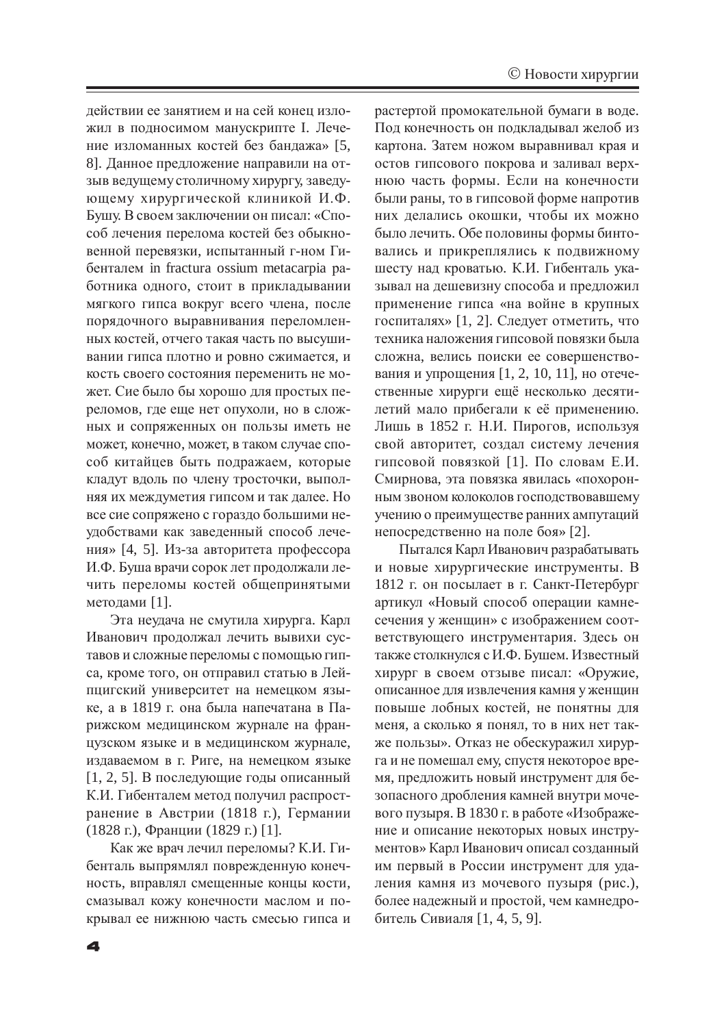действии ее занятием и на сей конец изложил в подносимом манускрипте I. Лечение изломанных костей без бандажа» [5, 8]. Данное предложение направили на отзыв ведущему столичному хирургу, заведующему хирургической клиникой И.Ф. Бушу. В своем заключении он писал: «Способ лечения перелома костей без обыкновенной перевязки, испытанный г-ном Гибенталем in fractura ossium metacarpia работника одного, стоит в прикладывании мягкого гипса вокруг всего члена, после порядочного выравнивания переломленных костей, отчего такая часть по высушивании гипса плотно и ровно сжимается, и кость своего состояния переменить не может. Сие было бы хорошо для простых переломов, где еще нет опухоли, но в сложных и сопряженных он пользы иметь не может, конечно, может, в таком случае способ китайцев быть подражаем, которые кладут вдоль по члену тросточки, выполняя их междуметия гипсом и так далее. Но все сие сопряжено с гораздо большими неудобствами как заведенный способ лечения» [4, 5]. Из-за авторитета профессора И.Ф. Буша врачи сорок лет продолжали лечить переломы костей общепринятыми методами [1].

Эта неудача не смутила хирурга. Карл Иванович продолжал лечить вывихи суставов и сложные переломы с помощью гипса, кроме того, он отправил статью в Лейпцигский университет на немецком языке, а в 1819 г. она была напечатана в Парижском медицинском журнале на французском языке и в медицинском журнале, издаваемом в г. Риге, на немецком языке [1, 2, 5]. В последующие годы описанный К.И. Гибенталем метод получил распространение в Австрии (1818 г.), Германии (1828 г.), Франции (1829 г.) [1].

Как же врач лечил переломы? К.И. Гибенталь выпрямлял поврежденную конечность, вправлял смещенные концы кости, смазывал кожу конечности маслом и покрывал ее нижнюю часть смесью гипса и растертой промокательной бумаги в воде. Под конечность он подкладывал желоб из картона. Затем ножом выравнивал края и остов гипсового покрова и заливал верхнюю часть формы. Если на конечности были раны, то в гипсовой форме напротив них делались окошки, чтобы их можно было лечить. Обе половины формы бинтовались и прикреплялись к подвижному шесту над кроватью. К.И. Гибенталь указывал на дешевизну способа и предложил применение гипса «на войне в крупных госпиталях» [1, 2]. Следует отметить, что техника наложения гипсовой повязки была сложна, велись поиски ее совершенствования и упрощения [1, 2, 10, 11], но отечественные хирурги ещё несколько десятилетий мало прибегали к её применению. Лишь в 1852 г. Н.И. Пирогов, используя свой авторитет, создал систему лечения гипсовой повязкой [1]. По словам Е.И. Смирнова, эта повязка явилась «похоронным звоном колоколов господствовавшему учению о преимуществе ранних ампутаций непосредственно на поле боя» [2].

Пытался Карл Иванович разрабатывать и новые хирургические инструменты. В 1812 г. он посылает в г. Санкт-Петербург артикул «Новый способ операции камнесечения у женщин» с изображением соответствующего инструментария. Здесь он также столкнулся с И.Ф. Бушем. Известный хирург в своем отзыве писал: «Оружие, описанное для извлечения камня у женщин повыше лобных костей, не понятны для меня, а сколько я понял, то в них нет также пользы». Отказ не обескуражил хирурга и не помешал ему, спустя некоторое время, предложить новый инструмент для безопасного дробления камней внутри мочевого пузыря. В 1830 г. в работе «Изображение и описание некоторых новых инструментов» Карл Иванович описал созданный им первый в России инструмент для удаления камня из мочевого пузыря (рис.), более надежный и простой, чем камнедробитель Сивиаля [1, 4, 5, 9].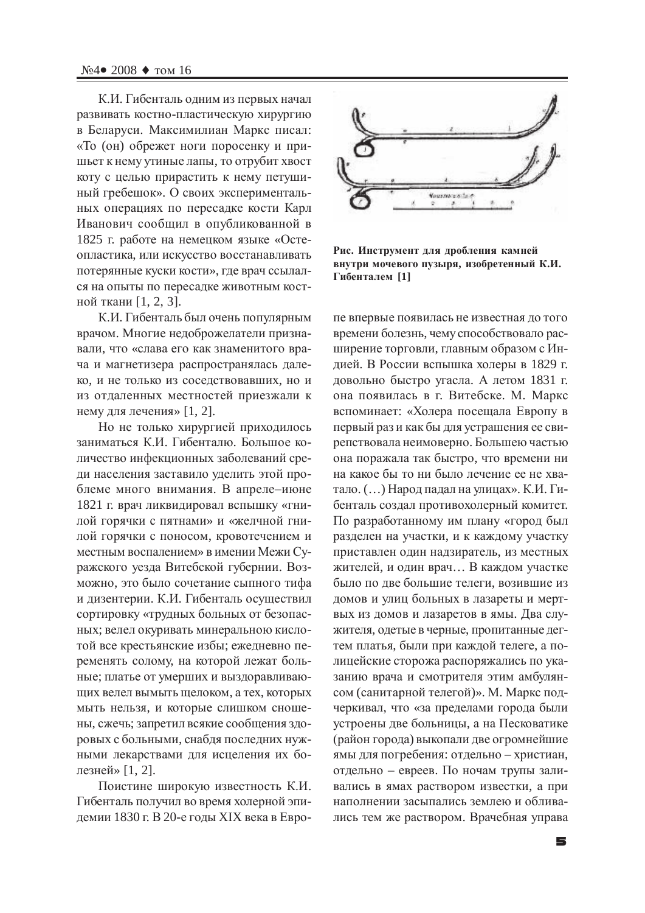К.И. Гибенталь одним из первых начал развивать костно-пластическую хирургию в Беларуси. Максимилиан Маркс писал: «То (он) обрежет ноги поросенку и пришьет к нему утиные лапы, то отрубит хвост коту с целью прирастить к нему петушиный гребешок». О своих экспериментальных операциях по пересадке кости Карл Иванович сообщил в опубликованной в 1825 г. работе на немецком языке «Остеопластика, или искусство восстанавливать потерянные куски кости», где врач ссылался на опыты по пересадке животным костной ткани [1, 2, 3].

К.И. Гибенталь был очень популярным врачом. Многие недоброжелатели признавали, что «слава его как знаменитого врача и магнетизера распространялась далеко, и не только из соседствовавших, но и из отдаленных местностей приезжали к нему для лечения» [1, 2].

Но не только хирургией приходилось заниматься К.И. Гибенталю. Большое количество инфекционных заболеваний среди населения заставило уделить этой проблеме много внимания. В апреле–июне 1821 г. врач ликвидировал вспышку «гнилой горячки с пятнами» и «желчной гнилой горячки с поносом, кровотечением и местным воспалением» в имении Межи Суражского уезда Витебской губернии. Возможно, это было сочетание сыпного тифа и дизентерии. К.И. Гибенталь осуществил сортировку «трудных больных от безопасных; велел окуривать минеральною кислотой все крестьянские избы; ежедневно переменять солому, на которой лежат больные; платье от умерших и выздоравливающих велел вымыть щелоком, а тех, которых мыть нельзя, и которые слишком сношены, сжечь; запретил всякие сообщения здоровых с больными, снабдя последних нужными лекарствами для исцеления их болезней» [1, 2].

Поистине широкую известность К.И. Гибенталь получил во время холерной эпидемии 1830 г. В 20-е годы XIX века в Европе впервые появилась не известная до того времени болезнь, чему способствовало расширение торговли, главным образом с Индией. В России вспышка холеры в 1829 г. довольно быстро угасла. А летом 1831 г. она появилась в г. Витебске. М. Маркс вспоминает: «Холера посещала Европу в первый раз и как бы для устрашения ее свирепствовала неимоверно. Большею частью она поражала так быстро, что времени ни на какое бы то ни было лечение ее не хватало. (…) Народ падал на улицах». К.И. Гибенталь создал противохолерный комитет. По разработанному им плану «город был разделен на участки, и к каждому участку приставлен один надзиратель, из местных жителей, и один врач… В каждом участке было по две большие телеги, возившие из домов и улиц больных в лазареты и мертвых из домов и лазаретов в ямы. Два служителя, одетые в черные, пропитанные дегтем платья, были при каждой телеге, а полицейские сторожа распоряжались по указанию врача и смотрителя этим амбулянсом (санитарной телегой)». М. Маркс подчеркивал, что «за пределами города были устроены две больницы, а на Песковатике (район города) выкопали две огромнейшие ямы для погребения: отдельно – христиан, отдельно – евреев. По ночам трупы заливались в ямах раствором извести, а при наполнении засыпались землею и обливались тем же раствором. Врачебная управа

**Рис. Инструмент для дробления камней внутри мочевого пузыря, изобретенный К.И. Гибенталем [1]**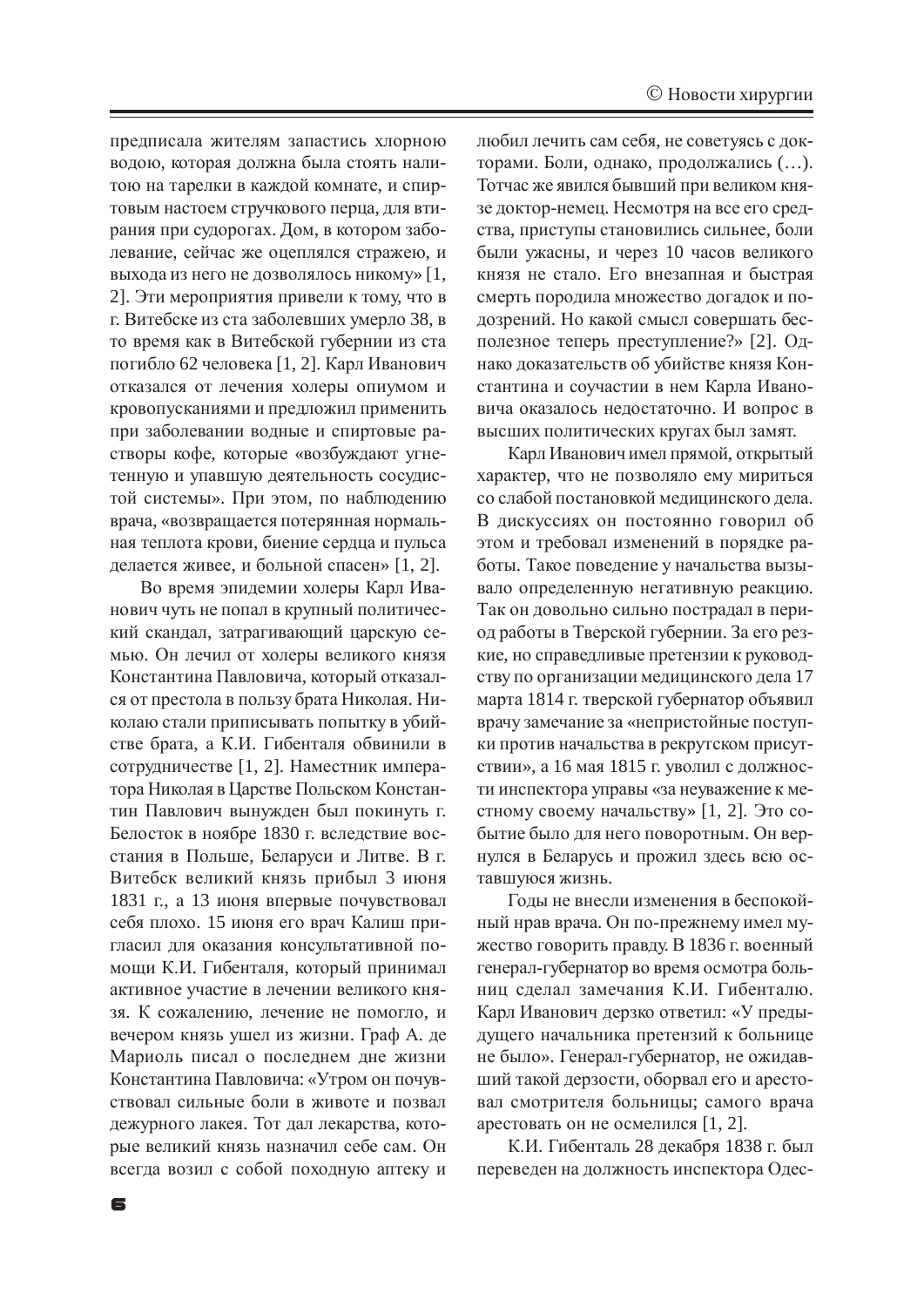предписала жителям запастись хлорною водою, которая должна была стоять налитою на тарелки в каждой комнате, и спиртовым настоем стручкового перца, для втирания при судорогах. Дом, в котором заболевание, сейчас же оцеплялся стражею, и выхода из него не дозволялось никому» [1, 2]. Эти мероприятия привели к тому, что в г. Витебске из ста заболевших умерло 38, в то время как в Витебской губернии из ста погибло 62 человека [1, 2]. Карл Иванович отказался от лечения холеры опиумом и кровопусканиями и предложил применить при заболевании водные и спиртовые растворы кофе, которые «возбуждают угнетенную и упавшую деятельность сосудистой системы». При этом, по наблюдению врача, «возвращается потерянная нормальная теплота крови, биение сердца и пульса делается живее, и больной спасен» [1, 2].

Во время эпидемии холеры Карл Иванович чуть не попал в крупный политический скандал, затрагивающий царскую семью. Он лечил от холеры великого князя Константина Павловича, который отказался от престола в пользу брата Николая. Николаю стали приписывать попытку в убийстве брата, а К.И. Гибенталя обвинили в сотрудничестве [1, 2]. Наместник императора Николая в Царстве Польском Константин Павлович вынужден был покинуть г. Белосток в ноябре 1830 г. вследствие восстания в Польше, Беларуси и Литве. В г. Витебск великий князь прибыл 3 июня 1831 г., а 13 июня впервые почувствовал себя плохо. 15 июня его врач Калиш пригласил для оказания консультативной помощи К.И. Гибенталя, который принимал активное участие в лечении великого князя. К сожалению, лечение не помогло, и вечером князь ушел из жизни. Граф А. де Мариоль писал о последнем дне жизни Константина Павловича: «Утром он почувствовал сильные боли в животе и позвал дежурного лакея. Тот дал лекарства, которые великий князь назначил себе сам. Он всегда возил с собой походную аптеку и любил лечить сам себя, не советуясь с докторами. Боли, однако, продолжались (…). Тотчас же явился бывший при великом князе доктор-немец. Несмотря на все его средства, приступы становились сильнее, боли были ужасны, и через 10 часов великого князя не стало. Его внезапная и быстрая смерть породила множество догадок и подозрений. Но какой смысл совершать бесполезное теперь преступление?» [2]. Однако доказательств об убийстве князя Константина и соучастии в нем Карла Ивановича оказалось недостаточно. И вопрос в высших политических кругах был замят.

Карл Иванович имел прямой, открытый характер, что не позволяло ему мириться со слабой постановкой медицинского дела. В дискуссиях он постоянно говорил об этом и требовал изменений в порядке работы. Такое поведение у начальства вызывало определенную негативную реакцию. Так он довольно сильно пострадал в период работы в Тверской губернии. За его резкие, но справедливые претензии к руководству по организации медицинского дела 17 марта 1814 г. тверской губернатор объявил врачу замечание за «непристойные поступки против начальства в рекрутском присутствии», а 16 мая 1815 г. уволил с должности инспектора управы «за неуважение к местному своему начальству» [1, 2]. Это событие было для него поворотным. Он вернулся в Беларусь и прожил здесь всю оставшуюся жизнь.

Годы не внесли изменения в беспокойный нрав врача. Он по-прежнему имел мужество говорить правду. В 1836 г. военный генерал-губернатор во время осмотра больниц сделал замечания К.И. Гибенталю. Карл Иванович дерзко ответил: «У предыдущего начальника претензий к больнице не было». Генерал-губернатор, не ожидавший такой дерзости, оборвал его и арестовал смотрителя больницы; самого врача арестовать он не осмелился [1, 2].

К.И. Гибенталь 28 декабря 1838 г. был переведен на должность инспектора Одес-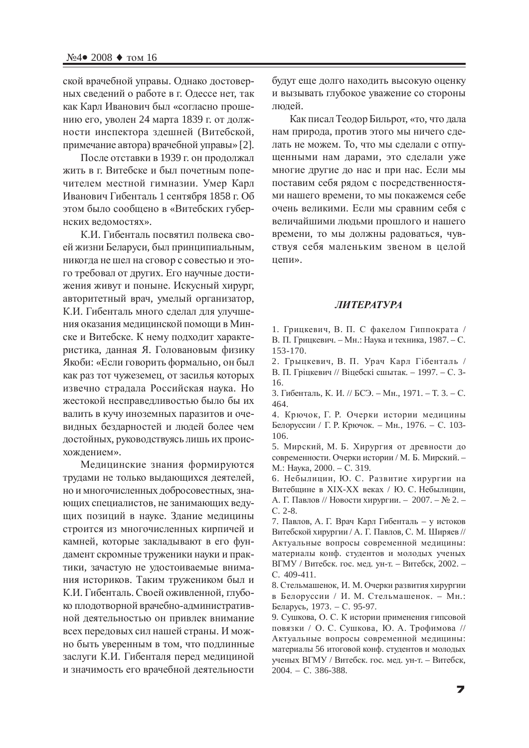ской врачебной управы. Однако достоверных сведений о работе в г. Одессе нет, так как Карл Иванович был «согласно прошению его, уволен 24 марта 1839 г. от должности инспектора здешней (Витебской, примечание автора) врачебной управы» [2].

После отставки в 1939 г. он продолжал жить в г. Витебске и был почетным попечителем местной гимназии. Умер Карл Иванович Гибенталь 1 сентября 1858 г. Об этом было сообщено в «Витебских губернских ведомостях».

К.И. Гибенталь посвятил полвека своей жизни Беларуси, был принципиальным, никогда не шел на сговор с совестью и этого требовал от других. Его научные достижения живут и поныне. Искусный хирург, авторитетный врач, умелый организатор, К.И. Гибенталь много сделал для улучшения оказания медицинской помощи в Минске и Витебске. К нему подходит характеристика, данная Я. Головановым физику Якоби: «Если говорить формально, он был как раз тот чужеземец, от засилья которых извечно страдала Российская наука. Но жестокой несправедливостью было бы их валить в кучу иноземных паразитов и очевидных бездарностей и людей более чем достойных, руководствуясь лишь их происхождением».

Медицинские знания формируются трудами не только выдающихся деятелей, но и многочисленных добросовестных, знающих специалистов, не занимающих ведущих позиций в науке. Здание медицины строится из многочисленных кирпичей и камней, которые закладывают в его фундамент скромные труженики науки и практики, зачастую не удостоиваемые внимания историков. Таким тружеником был и К.И. Гибенталь. Своей оживленной, глубоко плодотворной врачебно-административной деятельностью он привлек внимание всех передовых сил нашей страны. И можно быть уверенным в том, что подлинные заслуги К.И. Гибенталя перед медициной и значимость его врачебной деятельности будут еще долго находить высокую оценку и вызывать глубокое уважение со стороны людей.

Как писал Теодор Бильрот, «то, что дала нам природа, против этого мы ничего сделать не можем. То, что мы сделали с отпущенными нам дарами, это сделали уже многие другие до нас и при нас. Если мы поставим себя рядом с посредственностями нашего времени, то мы покажемся себе очень великими. Если мы сравним себя с величайшими людьми прошлого и нашего времени, то мы должны радоваться, чувствуя себя маленьким звеном в целой цепи».

## *ЛИТЕРАТУРА*

1. Грицкевич, В. П. С факелом Гиппократа / В. П. Грицкевич. – Мн.: Наука и техника, 1987. – С. 153-170.
2. Грыцкевич, В. П. Урач Карл Гібенталь / В. П. Гріцкевич // Віцебскі сшытак. – 1997. – С. 3-16.
3. Гибенталь, К. И. // БСЭ. – Мн., 1971. – Т. 3. – С. 464.
4. Крючок, Г. Р. Очерки истории медицины Белоруссии / Г. Р. Крючок. – Мн., 1976. – С. 103-106.
5. Мирский, М. Б. Хирургия от древности до современности. Очерки истории / М. Б. Мирский. – М.: Наука, 2000. – С. 319.
6. Небылицин, Ю. С. Развитие хирургии на Витебщине в XIX-XX веках / Ю. С. Небылицин, А. Г. Павлов // Новости хирургии. – 2007. – № 2. – С. 2-8.
7. Павлов, А. Г. Врач Карл Гибенталь – у истоков Витебской хирургии / А. Г. Павлов, С. М. Ширяев // Актуальные вопросы современной медицины: материалы конф. студентов и молодых ученых ВГМУ / Витебск. гос. мед. ун-т. – Витебск, 2002. – С. 409-411.
8. Стельмашенок, И. М. Очерки развития хирургии в Белоруссии / И. М. Стельмашенок. – Мн.: Беларусь, 1973. – С. 95-97.
9. Сушкова, О. С. К истории применения гипсовой повязки / О. С. Сушкова, Ю. А. Трофимова // Актуальные вопросы современной медицины: материалы 56 итоговой конф. студентов и молодых ученых ВГМУ / Витебск. гос. мед. ун-т. – Витебск, 2004. – С. 386-388.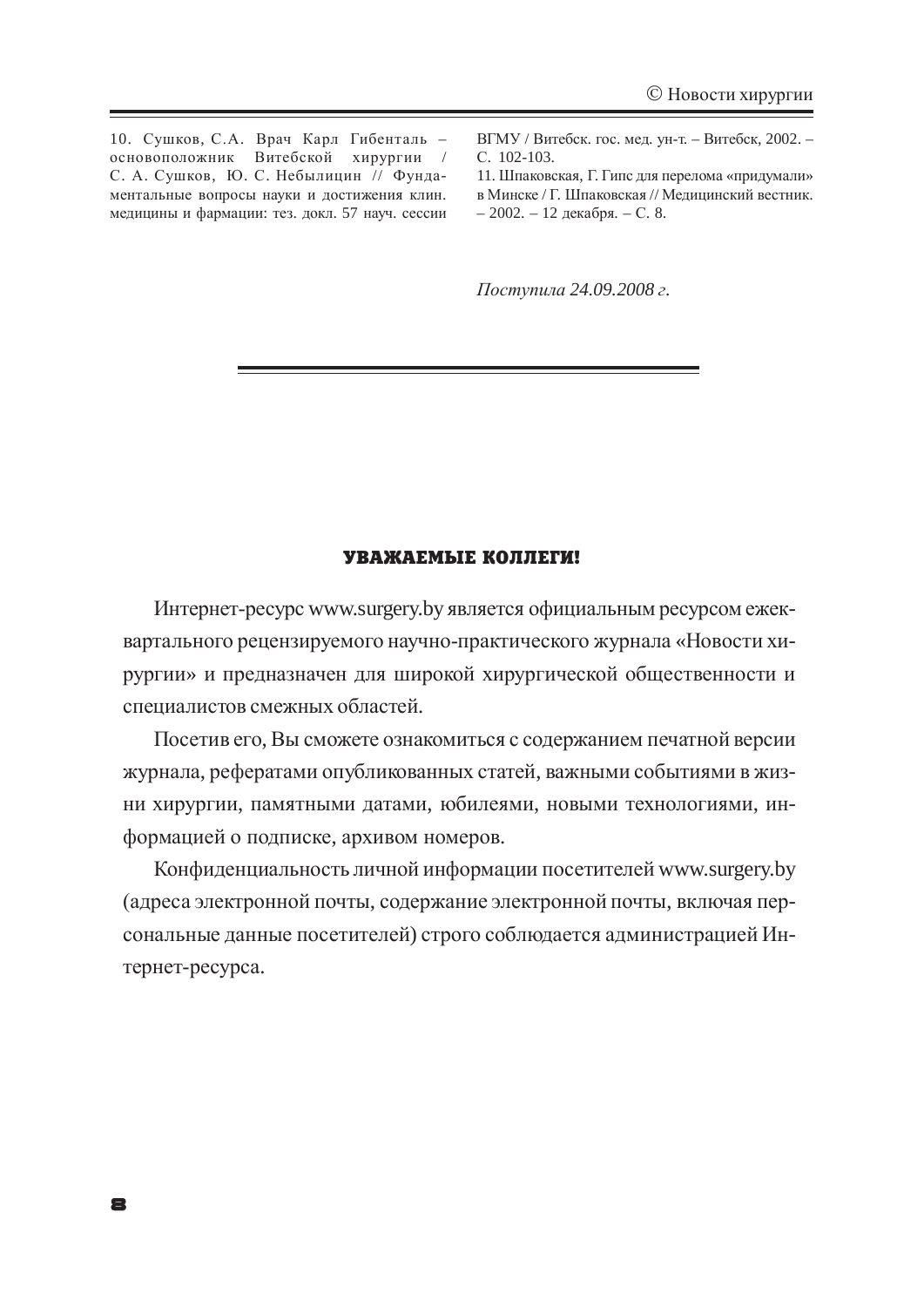10. Сушков, С.А. Врач Карл Гибенталь – основоположник Витебской хирургии / С. А. Сушков, Ю. С. Небылицин // Фундаментальные вопросы науки и достижения клин. медицины и фармации: тез. докл. 57 науч. сессии ВГМУ / Витебск. гос. мед. ун-т. – Витебск, 2002. – С. 102-103.

11. Шпаковская, Г. Гипс для перелома «придумали» в Минске / Г. Шпаковская // Медицинский вестник. – 2002. – 12 декабря. – С. 8.

*Поступила 24.09.2008 г.*

## УВАЖАЕМЫЕ КОЛЛЕГИ!

Интернет-ресурс www.surgery.by является официальным ресурсом ежеквартального рецензируемого научно-практического журнала «Новости хирургии» и предназначен для широкой хирургической общественности и специалистов смежных областей.

Посетив его, Вы сможете ознакомиться с содержанием печатной версии журнала, рефератами опубликованных статей, важными событиями в жизни хирургии, памятными датами, юбилеями, новыми технологиями, информацией о подписке, архивом номеров.

Конфиденциальность личной информации посетителей www.surgery.by (адреса электронной почты, содержание электронной почты, включая персональные данные посетителей) строго соблюдается администрацией Интернет-ресурса.